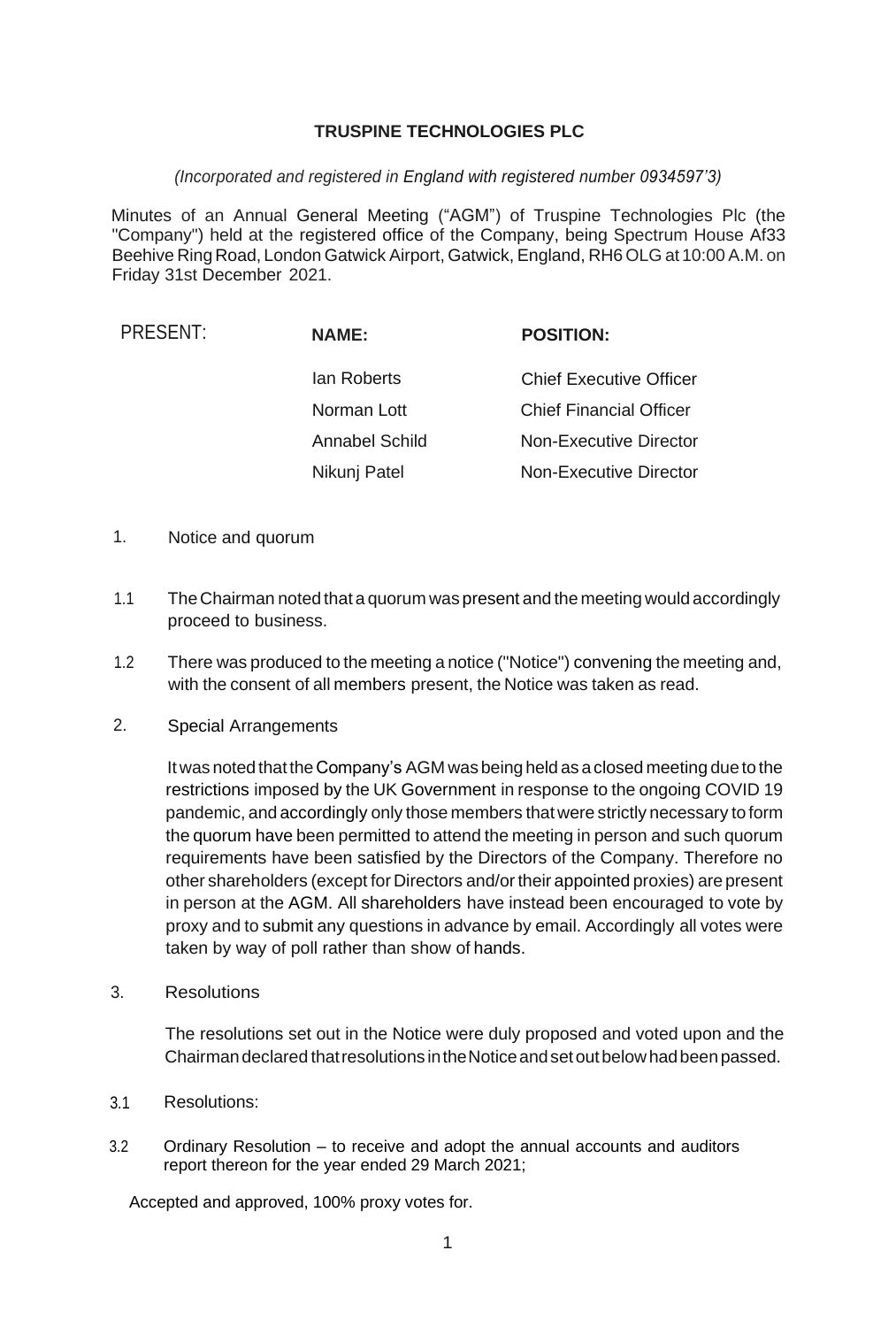**TRUSPINE TECHNOLOGIES PLC**

*(Incorporated and registered in England with registered number 0934597'3)*

Minutes of an Annual General Meeting ("AGM") of Truspine Technologies Plc (the "Company") held at the registered office of the Company, being Spectrum House Af33 Beehive Ring Road, London Gatwick Airport, Gatwick, England, RH6 OLG at 10:00 A.M. on Friday 31st December 2021.

| PRESENT: | **NAME:** | **POSITION:** |
|---|---|---|
| | Ian Roberts | Chief Executive Officer |
| | Norman Lott | Chief Financial Officer |
| | Annabel Schild | Non-Executive Director |
| | Nikunj Patel | Non-Executive Director |

1. Notice and quorum

1.1 The Chairman noted that a quorum was present and the meeting would accordingly proceed to business.

1.2 There was produced to the meeting a notice ("Notice") convening the meeting and, with the consent of all members present, the Notice was taken as read.

2. Special Arrangements

It was noted that the Company's AGM was being held as a closed meeting due to the restrictions imposed by the UK Government in response to the ongoing COVID 19 pandemic, and accordingly only those members that were strictly necessary to form the quorum have been permitted to attend the meeting in person and such quorum requirements have been satisfied by the Directors of the Company. Therefore no other shareholders (except for Directors and/or their appointed proxies) are present in person at the AGM. All shareholders have instead been encouraged to vote by proxy and to submit any questions in advance by email. Accordingly all votes were taken by way of poll rather than show of hands.

3. Resolutions

The resolutions set out in the Notice were duly proposed and voted upon and the Chairman declared that resolutions in the Notice and set out below had been passed.

3.1 Resolutions:

3.2 Ordinary Resolution – to receive and adopt the annual accounts and auditors report thereon for the year ended 29 March 2021;

Accepted and approved, 100% proxy votes for.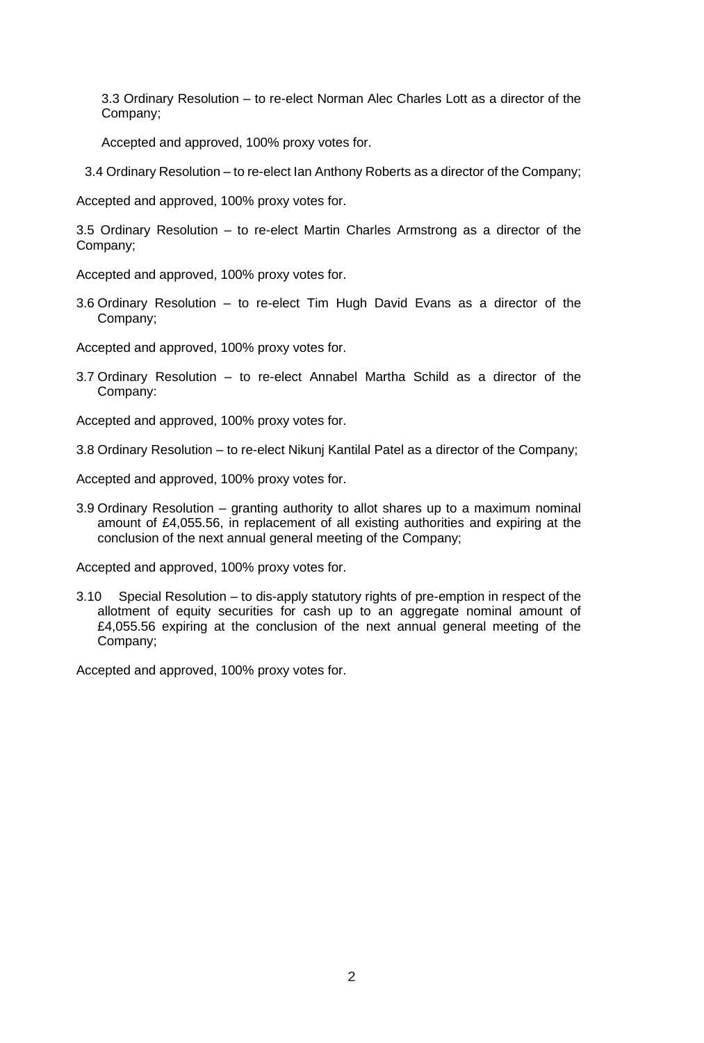3.3 Ordinary Resolution – to re-elect Norman Alec Charles Lott as a director of the Company;

Accepted and approved, 100% proxy votes for.

3.4 Ordinary Resolution – to re-elect Ian Anthony Roberts as a director of the Company;

Accepted and approved, 100% proxy votes for.

3.5 Ordinary Resolution – to re-elect Martin Charles Armstrong as a director of the Company;

Accepted and approved, 100% proxy votes for.

3.6 Ordinary Resolution – to re-elect Tim Hugh David Evans as a director of the Company;

Accepted and approved, 100% proxy votes for.

3.7 Ordinary Resolution – to re-elect Annabel Martha Schild as a director of the Company:

Accepted and approved, 100% proxy votes for.

3.8 Ordinary Resolution – to re-elect Nikunj Kantilal Patel as a director of the Company;

Accepted and approved, 100% proxy votes for.

3.9 Ordinary Resolution – granting authority to allot shares up to a maximum nominal amount of £4,055.56, in replacement of all existing authorities and expiring at the conclusion of the next annual general meeting of the Company;

Accepted and approved, 100% proxy votes for.

3.10 Special Resolution – to dis-apply statutory rights of pre-emption in respect of the allotment of equity securities for cash up to an aggregate nominal amount of £4,055.56 expiring at the conclusion of the next annual general meeting of the Company;

Accepted and approved, 100% proxy votes for.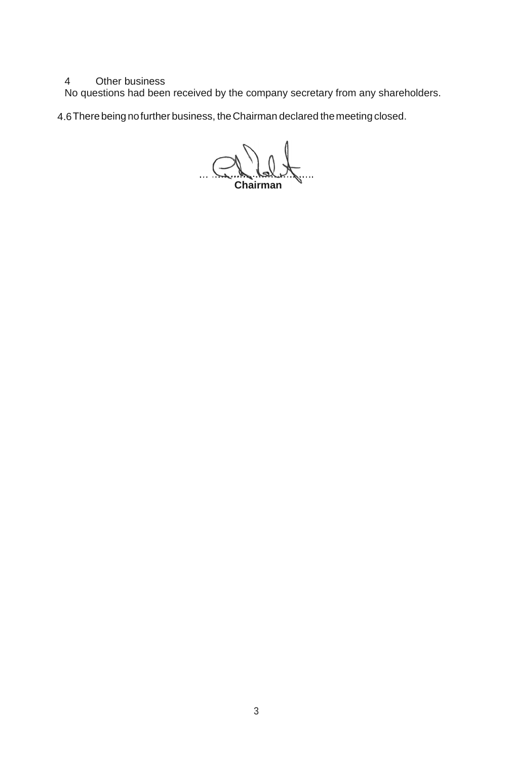4 Other business

No questions had been received by the company secretary from any shareholders.

4.6 There being no further business, the Chairman declared the meeting closed.

………………………………

**Chairman**